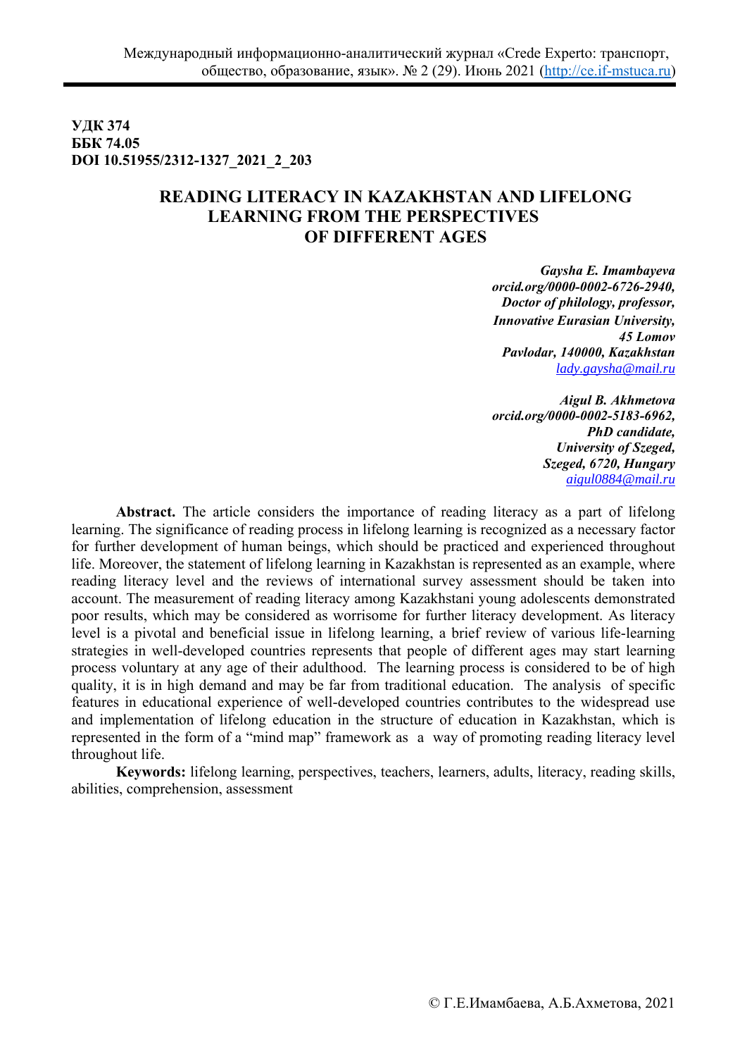**УДК 374**
**ББК 74.05**
**DOI 10.51955/2312-1327_2021_2_203**

# READING LITERACY IN KAZAKHSTAN AND LIFELONG LEARNING FROM THE PERSPECTIVES OF DIFFERENT AGES

***Gaysha E. Imambayeva***
***orcid.org/0000-0002-6726-2940,***
***Doctor of philology, professor,***
***Innovative Eurasian University,***
***45 Lomov***
***Pavlodar, 140000, Kazakhstan***
*lady.gaysha@mail.ru*

***Aigul B. Akhmetova***
***orcid.org/0000-0002-5183-6962,***
***PhD candidate,***
***University of Szeged,***
***Szeged, 6720, Hungary***
*aigul0884@mail.ru*

**Abstract.** The article considers the importance of reading literacy as a part of lifelong learning. The significance of reading process in lifelong learning is recognized as a necessary factor for further development of human beings, which should be practiced and experienced throughout life. Moreover, the statement of lifelong learning in Kazakhstan is represented as an example, where reading literacy level and the reviews of international survey assessment should be taken into account. The measurement of reading literacy among Kazakhstani young adolescents demonstrated poor results, which may be considered as worrisome for further literacy development. As literacy level is a pivotal and beneficial issue in lifelong learning, a brief review of various life-learning strategies in well-developed countries represents that people of different ages may start learning process voluntary at any age of their adulthood. The learning process is considered to be of high quality, it is in high demand and may be far from traditional education. The analysis of specific features in educational experience of well-developed countries contributes to the widespread use and implementation of lifelong education in the structure of education in Kazakhstan, which is represented in the form of a "mind map" framework as a way of promoting reading literacy level throughout life.

**Keywords:** lifelong learning, perspectives, teachers, learners, adults, literacy, reading skills, abilities, comprehension, assessment

© Г.Е.Имамбаева, А.Б.Ахметова, 2021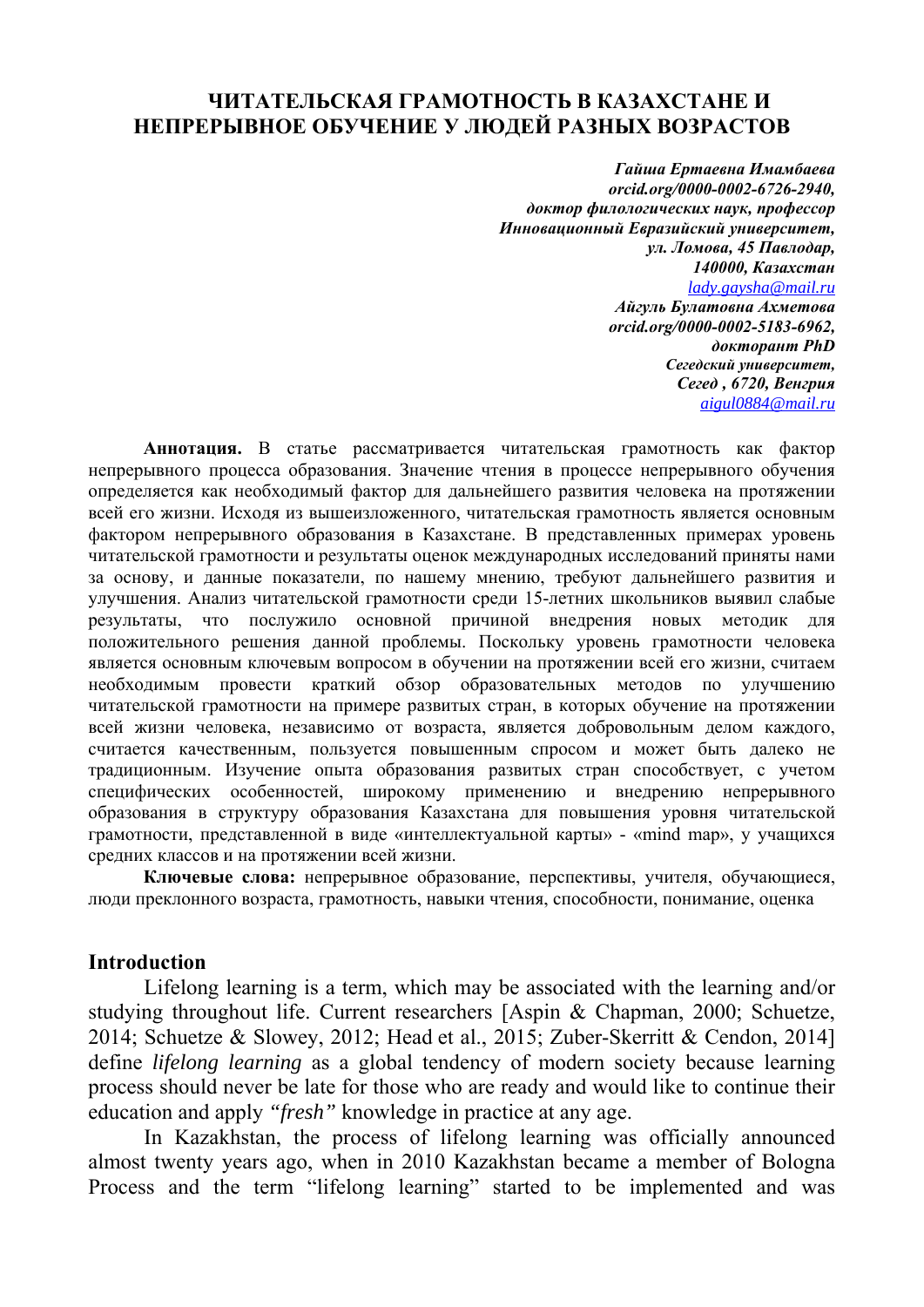# ЧИТАТЕЛЬСКАЯ ГРАМОТНОСТЬ В КАЗАХСТАНЕ И НЕПРЕРЫВНОЕ ОБУЧЕНИЕ У ЛЮДЕЙ РАЗНЫХ ВОЗРАСТОВ

***Гайша Ертаевна Имамбаева***
***orcid.org/0000-0002-6726-2940,***
***доктор филологических наук, профессор***
***Инновационный Евразийский университет,***
***ул. Ломова, 45 Павлодар,***
***140000, Казахстан***
*lady.gaysha@mail.ru*
***Айгуль Булатовна Ахметова***
***orcid.org/0000-0002-5183-6962,***
***докторант PhD***
***Сегедский университет,***
***Сегед , 6720, Венгрия***
*aigul0884@mail.ru*

**Аннотация.** В статье рассматривается читательская грамотность как фактор непрерывного процесса образования. Значение чтения в процессе непрерывного обучения определяется как необходимый фактор для дальнейшего развития человека на протяжении всей его жизни. Исходя из вышеизложенного, читательская грамотность является основным фактором непрерывного образования в Казахстане. В представленных примерах уровень читательской грамотности и результаты оценок международных исследований приняты нами за основу, и данные показатели, по нашему мнению, требуют дальнейшего развития и улучшения. Анализ читательской грамотности среди 15-летних школьников выявил слабые результаты, что послужило основной причиной внедрения новых методик для положительного решения данной проблемы. Поскольку уровень грамотности человека является основным ключевым вопросом в обучении на протяжении всей жизни, считаем необходимым провести краткий обзор образовательных методов по улучшению читательской грамотности на примере развитых стран, в которых обучение на протяжении всей жизни человека, независимо от возраста, является добровольным делом каждого, считается качественным, пользуется повышенным спросом и может быть далеко не традиционным. Изучение опыта образования развитых стран способствует, с учетом специфических особенностей, широкому применению и внедрению непрерывного образования в структуру образования Казахстана для повышения уровня читательской грамотности, представленной в виде «интеллектуальной карты» - «mind map», у учащихся средних классов и на протяжении всей жизни.

**Ключевые слова:** непрерывное образование, перспективы, учителя, обучающиеся, люди преклонного возраста, грамотность, навыки чтения, способности, понимание, оценка

## Introduction

Lifelong learning is a term, which may be associated with the learning and/or studying throughout life. Current researchers [Aspin & Chapman, 2000; Schuetze, 2014; Schuetze & Slowey, 2012; Head et al., 2015; Zuber-Skerritt & Cendon, 2014] define *lifelong learning* as a global tendency of modern society because learning process should never be late for those who are ready and would like to continue their education and apply *"fresh"* knowledge in practice at any age.

In Kazakhstan, the process of lifelong learning was officially announced almost twenty years ago, when in 2010 Kazakhstan became a member of Bologna Process and the term "lifelong learning" started to be implemented and was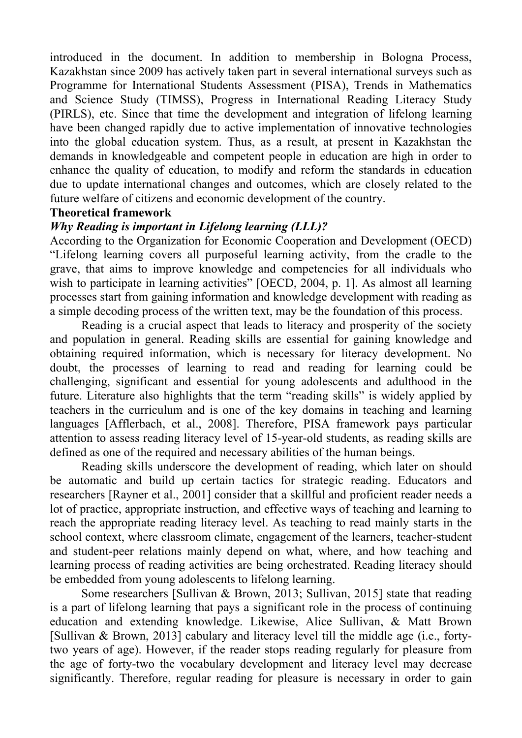introduced in the document. In addition to membership in Bologna Process, Kazakhstan since 2009 has actively taken part in several international surveys such as Programme for International Students Assessment (PISA), Trends in Mathematics and Science Study (TIMSS), Progress in International Reading Literacy Study (PIRLS), etc. Since that time the development and integration of lifelong learning have been changed rapidly due to active implementation of innovative technologies into the global education system. Thus, as a result, at present in Kazakhstan the demands in knowledgeable and competent people in education are high in order to enhance the quality of education, to modify and reform the standards in education due to update international changes and outcomes, which are closely related to the future welfare of citizens and economic development of the country.

**Theoretical framework**

***Why Reading is important in Lifelong learning (LLL)?***

According to the Organization for Economic Cooperation and Development (OECD) "Lifelong learning covers all purposeful learning activity, from the cradle to the grave, that aims to improve knowledge and competencies for all individuals who wish to participate in learning activities" [OECD, 2004, p. 1]. As almost all learning processes start from gaining information and knowledge development with reading as a simple decoding process of the written text, may be the foundation of this process.

Reading is a crucial aspect that leads to literacy and prosperity of the society and population in general. Reading skills are essential for gaining knowledge and obtaining required information, which is necessary for literacy development. No doubt, the processes of learning to read and reading for learning could be challenging, significant and essential for young adolescents and adulthood in the future. Literature also highlights that the term "reading skills" is widely applied by teachers in the curriculum and is one of the key domains in teaching and learning languages [Afflerbach, et al., 2008]. Therefore, PISA framework pays particular attention to assess reading literacy level of 15-year-old students, as reading skills are defined as one of the required and necessary abilities of the human beings.

Reading skills underscore the development of reading, which later on should be automatic and build up certain tactics for strategic reading. Educators and researchers [Rayner et al., 2001] consider that a skillful and proficient reader needs a lot of practice, appropriate instruction, and effective ways of teaching and learning to reach the appropriate reading literacy level. As teaching to read mainly starts in the school context, where classroom climate, engagement of the learners, teacher-student and student-peer relations mainly depend on what, where, and how teaching and learning process of reading activities are being orchestrated. Reading literacy should be embedded from young adolescents to lifelong learning.

Some researchers [Sullivan & Brown, 2013; Sullivan, 2015] state that reading is a part of lifelong learning that pays a significant role in the process of continuing education and extending knowledge. Likewise, Alice Sullivan, & Matt Brown [Sullivan & Brown, 2013] cabulary and literacy level till the middle age (i.e., forty-two years of age). However, if the reader stops reading regularly for pleasure from the age of forty-two the vocabulary development and literacy level may decrease significantly. Therefore, regular reading for pleasure is necessary in order to gain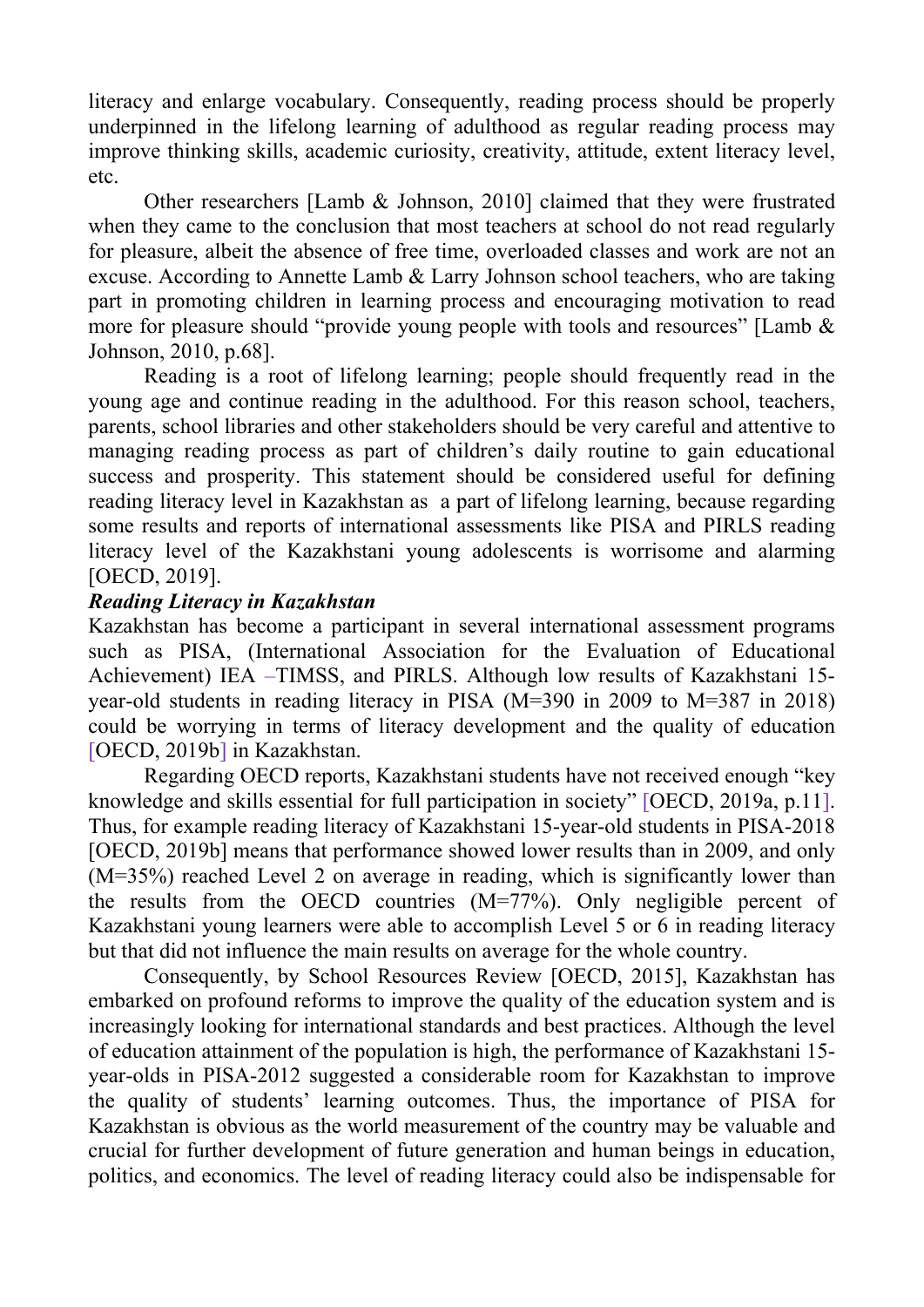literacy and enlarge vocabulary. Consequently, reading process should be properly underpinned in the lifelong learning of adulthood as regular reading process may improve thinking skills, academic curiosity, creativity, attitude, extent literacy level, etc.

Other researchers [Lamb & Johnson, 2010] claimed that they were frustrated when they came to the conclusion that most teachers at school do not read regularly for pleasure, albeit the absence of free time, overloaded classes and work are not an excuse. According to Annette Lamb & Larry Johnson school teachers, who are taking part in promoting children in learning process and encouraging motivation to read more for pleasure should "provide young people with tools and resources" [Lamb & Johnson, 2010, p.68].

Reading is a root of lifelong learning; people should frequently read in the young age and continue reading in the adulthood. For this reason school, teachers, parents, school libraries and other stakeholders should be very careful and attentive to managing reading process as part of children's daily routine to gain educational success and prosperity. This statement should be considered useful for defining reading literacy level in Kazakhstan as a part of lifelong learning, because regarding some results and reports of international assessments like PISA and PIRLS reading literacy level of the Kazakhstani young adolescents is worrisome and alarming [OECD, 2019].

***Reading Literacy in Kazakhstan***

Kazakhstan has become a participant in several international assessment programs such as PISA, (International Association for the Evaluation of Educational Achievement) IEA –TIMSS, and PIRLS. Although low results of Kazakhstani 15-year-old students in reading literacy in PISA (M=390 in 2009 to M=387 in 2018) could be worrying in terms of literacy development and the quality of education [OECD, 2019b] in Kazakhstan.

Regarding OECD reports, Kazakhstani students have not received enough "key knowledge and skills essential for full participation in society" [OECD, 2019a, p.11]. Thus, for example reading literacy of Kazakhstani 15-year-old students in PISA-2018 [OECD, 2019b] means that performance showed lower results than in 2009, and only (M=35%) reached Level 2 on average in reading, which is significantly lower than the results from the OECD countries (M=77%). Only negligible percent of Kazakhstani young learners were able to accomplish Level 5 or 6 in reading literacy but that did not influence the main results on average for the whole country.

Consequently, by School Resources Review [OECD, 2015], Kazakhstan has embarked on profound reforms to improve the quality of the education system and is increasingly looking for international standards and best practices. Although the level of education attainment of the population is high, the performance of Kazakhstani 15-year-olds in PISA-2012 suggested a considerable room for Kazakhstan to improve the quality of students' learning outcomes. Thus, the importance of PISA for Kazakhstan is obvious as the world measurement of the country may be valuable and crucial for further development of future generation and human beings in education, politics, and economics. The level of reading literacy could also be indispensable for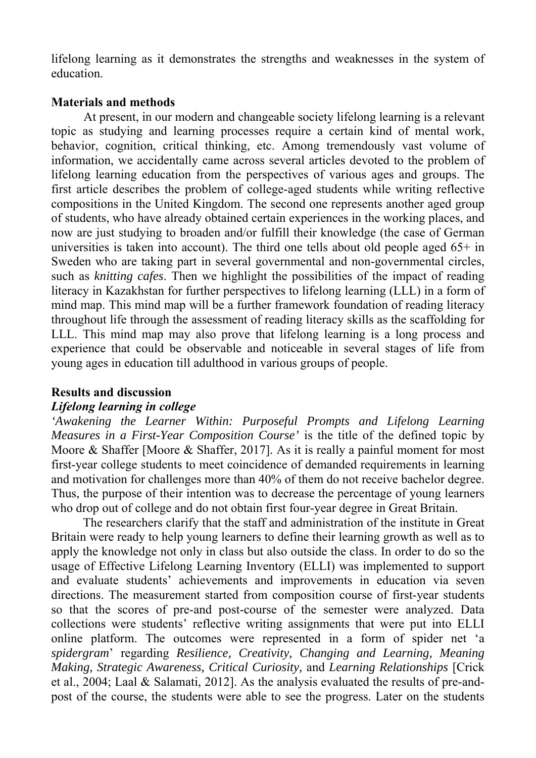lifelong learning as it demonstrates the strengths and weaknesses in the system of education.

## Materials and methods

At present, in our modern and changeable society lifelong learning is a relevant topic as studying and learning processes require a certain kind of mental work, behavior, cognition, critical thinking, etc. Among tremendously vast volume of information, we accidentally came across several articles devoted to the problem of lifelong learning education from the perspectives of various ages and groups. The first article describes the problem of college-aged students while writing reflective compositions in the United Kingdom. The second one represents another aged group of students, who have already obtained certain experiences in the working places, and now are just studying to broaden and/or fulfill their knowledge (the case of German universities is taken into account). The third one tells about old people aged 65+ in Sweden who are taking part in several governmental and non-governmental circles, such as *knitting cafes*. Then we highlight the possibilities of the impact of reading literacy in Kazakhstan for further perspectives to lifelong learning (LLL) in a form of mind map. This mind map will be a further framework foundation of reading literacy throughout life through the assessment of reading literacy skills as the scaffolding for LLL. This mind map may also prove that lifelong learning is a long process and experience that could be observable and noticeable in several stages of life from young ages in education till adulthood in various groups of people.

## Results and discussion

### *Lifelong learning in college*

*'Awakening the Learner Within: Purposeful Prompts and Lifelong Learning Measures in a First-Year Composition Course'* is the title of the defined topic by Moore & Shaffer [Moore & Shaffer, 2017]. As it is really a painful moment for most first-year college students to meet coincidence of demanded requirements in learning and motivation for challenges more than 40% of them do not receive bachelor degree. Thus, the purpose of their intention was to decrease the percentage of young learners who drop out of college and do not obtain first four-year degree in Great Britain.

The researchers clarify that the staff and administration of the institute in Great Britain were ready to help young learners to define their learning growth as well as to apply the knowledge not only in class but also outside the class. In order to do so the usage of Effective Lifelong Learning Inventory (ELLI) was implemented to support and evaluate students' achievements and improvements in education via seven directions. The measurement started from composition course of first-year students so that the scores of pre-and post-course of the semester were analyzed. Data collections were students' reflective writing assignments that were put into ELLI online platform. The outcomes were represented in a form of spider net 'a *spidergram*' regarding *Resilience, Creativity, Changing and Learning, Meaning Making, Strategic Awareness, Critical Curiosity,* and *Learning Relationships* [Crick et al., 2004; Laal & Salamati, 2012]. As the analysis evaluated the results of pre-and-post of the course, the students were able to see the progress. Later on the students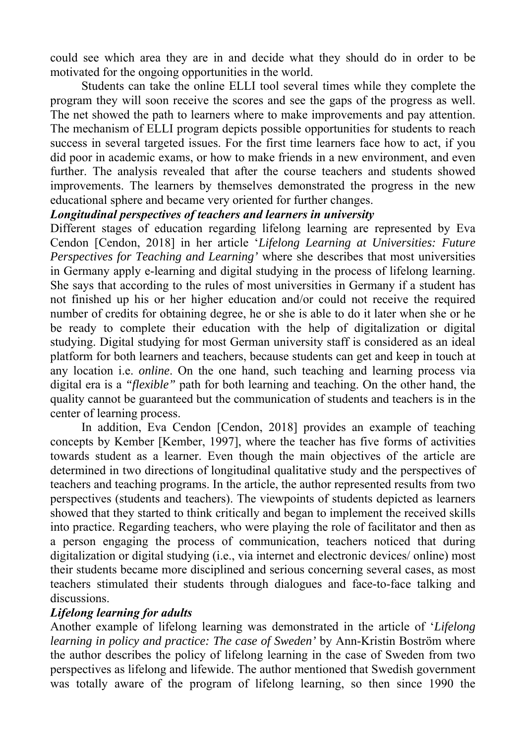could see which area they are in and decide what they should do in order to be motivated for the ongoing opportunities in the world.

Students can take the online ELLI tool several times while they complete the program they will soon receive the scores and see the gaps of the progress as well. The net showed the path to learners where to make improvements and pay attention. The mechanism of ELLI program depicts possible opportunities for students to reach success in several targeted issues. For the first time learners face how to act, if you did poor in academic exams, or how to make friends in a new environment, and even further. The analysis revealed that after the course teachers and students showed improvements. The learners by themselves demonstrated the progress in the new educational sphere and became very oriented for further changes.

***Longitudinal perspectives of teachers and learners in university***

Different stages of education regarding lifelong learning are represented by Eva Cendon [Cendon, 2018] in her article '*Lifelong Learning at Universities: Future Perspectives for Teaching and Learning'* where she describes that most universities in Germany apply e-learning and digital studying in the process of lifelong learning. She says that according to the rules of most universities in Germany if a student has not finished up his or her higher education and/or could not receive the required number of credits for obtaining degree, he or she is able to do it later when she or he be ready to complete their education with the help of digitalization or digital studying. Digital studying for most German university staff is considered as an ideal platform for both learners and teachers, because students can get and keep in touch at any location i.e. *online*. On the one hand, such teaching and learning process via digital era is a *"flexible"* path for both learning and teaching. On the other hand, the quality cannot be guaranteed but the communication of students and teachers is in the center of learning process.

In addition, Eva Cendon [Cendon, 2018] provides an example of teaching concepts by Kember [Kember, 1997], where the teacher has five forms of activities towards student as a learner. Even though the main objectives of the article are determined in two directions of longitudinal qualitative study and the perspectives of teachers and teaching programs. In the article, the author represented results from two perspectives (students and teachers). The viewpoints of students depicted as learners showed that they started to think critically and began to implement the received skills into practice. Regarding teachers, who were playing the role of facilitator and then as a person engaging the process of communication, teachers noticed that during digitalization or digital studying (i.e., via internet and electronic devices/ online) most their students became more disciplined and serious concerning several cases, as most teachers stimulated their students through dialogues and face-to-face talking and discussions.

***Lifelong learning for adults***

Another example of lifelong learning was demonstrated in the article of '*Lifelong learning in policy and practice: The case of Sweden'* by Ann-Kristin Boström where the author describes the policy of lifelong learning in the case of Sweden from two perspectives as lifelong and lifewide. The author mentioned that Swedish government was totally aware of the program of lifelong learning, so then since 1990 the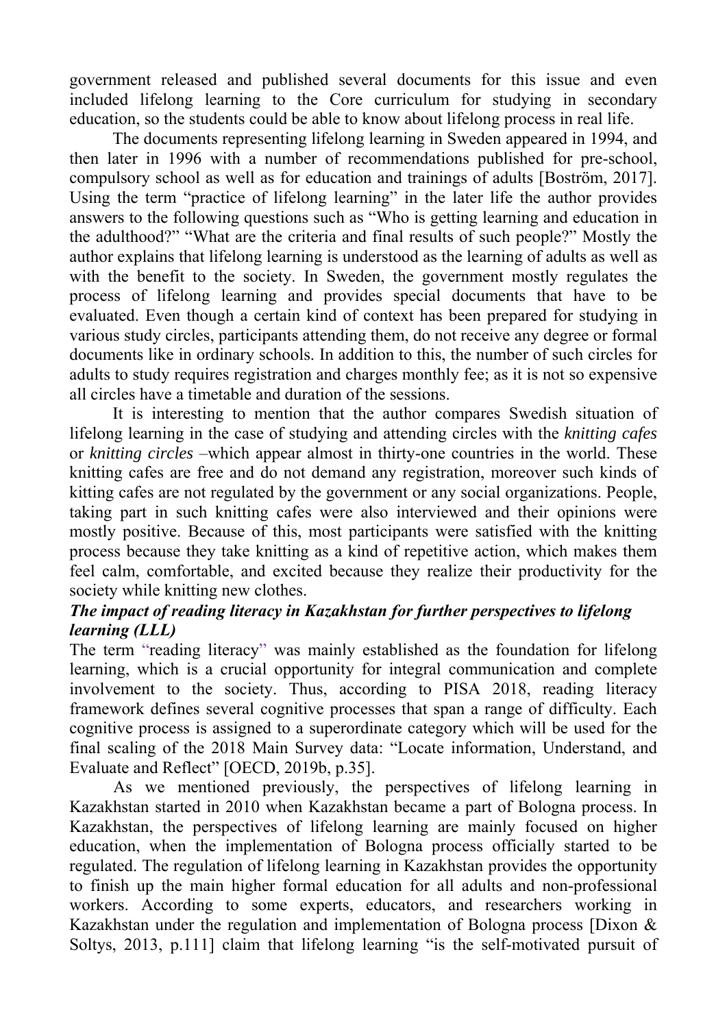government released and published several documents for this issue and even included lifelong learning to the Core curriculum for studying in secondary education, so the students could be able to know about lifelong process in real life.

The documents representing lifelong learning in Sweden appeared in 1994, and then later in 1996 with a number of recommendations published for pre-school, compulsory school as well as for education and trainings of adults [Boström, 2017]. Using the term "practice of lifelong learning" in the later life the author provides answers to the following questions such as "Who is getting learning and education in the adulthood?" "What are the criteria and final results of such people?" Mostly the author explains that lifelong learning is understood as the learning of adults as well as with the benefit to the society. In Sweden, the government mostly regulates the process of lifelong learning and provides special documents that have to be evaluated. Even though a certain kind of context has been prepared for studying in various study circles, participants attending them, do not receive any degree or formal documents like in ordinary schools. In addition to this, the number of such circles for adults to study requires registration and charges monthly fee; as it is not so expensive all circles have a timetable and duration of the sessions.

It is interesting to mention that the author compares Swedish situation of lifelong learning in the case of studying and attending circles with the *knitting cafes* or *knitting circles* –which appear almost in thirty-one countries in the world. These knitting cafes are free and do not demand any registration, moreover such kinds of kitting cafes are not regulated by the government or any social organizations. People, taking part in such knitting cafes were also interviewed and their opinions were mostly positive. Because of this, most participants were satisfied with the knitting process because they take knitting as a kind of repetitive action, which makes them feel calm, comfortable, and excited because they realize their productivity for the society while knitting new clothes.

***The impact of reading literacy in Kazakhstan for further perspectives to lifelong learning (LLL)***

The term "reading literacy" was mainly established as the foundation for lifelong learning, which is a crucial opportunity for integral communication and complete involvement to the society. Thus, according to PISA 2018, reading literacy framework defines several cognitive processes that span a range of difficulty. Each cognitive process is assigned to a superordinate category which will be used for the final scaling of the 2018 Main Survey data: "Locate information, Understand, and Evaluate and Reflect" [OECD, 2019b, p.35].

As we mentioned previously, the perspectives of lifelong learning in Kazakhstan started in 2010 when Kazakhstan became a part of Bologna process. In Kazakhstan, the perspectives of lifelong learning are mainly focused on higher education, when the implementation of Bologna process officially started to be regulated. The regulation of lifelong learning in Kazakhstan provides the opportunity to finish up the main higher formal education for all adults and non-professional workers. According to some experts, educators, and researchers working in Kazakhstan under the regulation and implementation of Bologna process [Dixon & Soltys, 2013, p.111] claim that lifelong learning "is the self-motivated pursuit of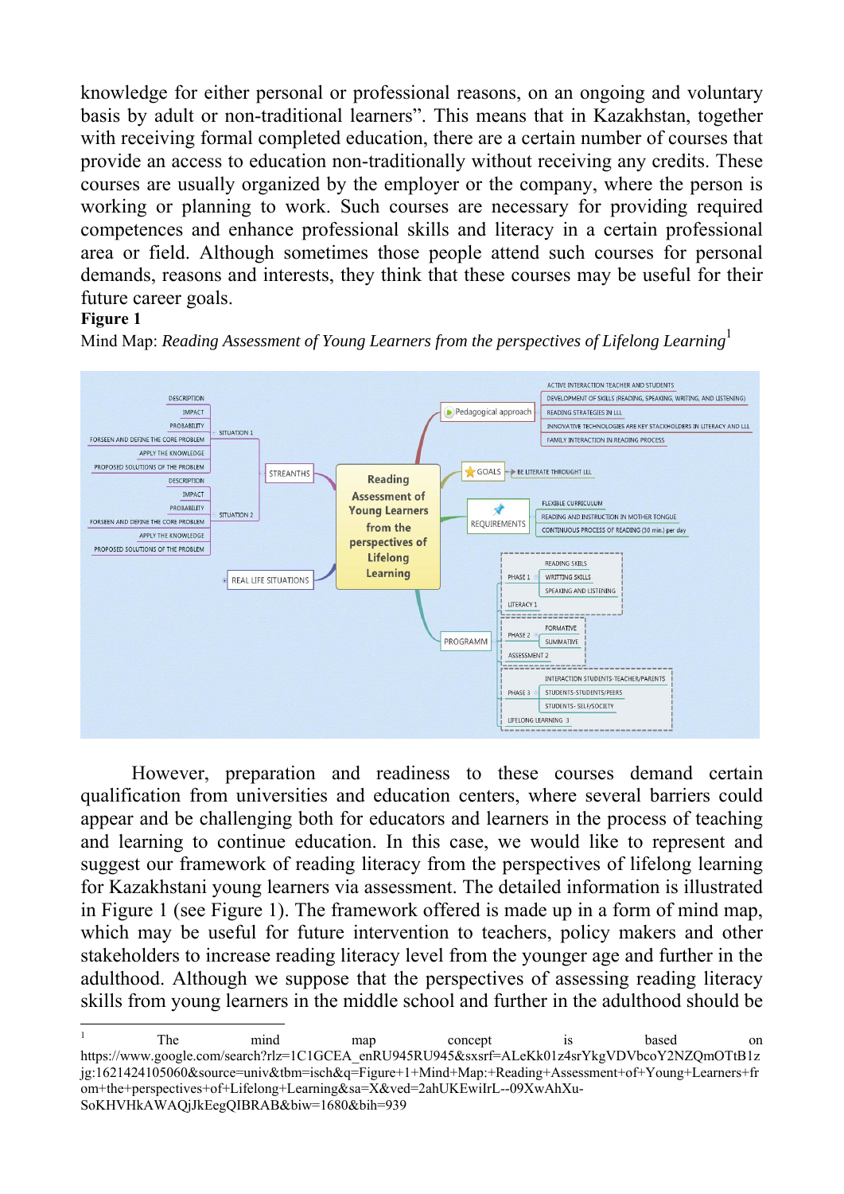knowledge for either personal or professional reasons, on an ongoing and voluntary basis by adult or non-traditional learners". This means that in Kazakhstan, together with receiving formal completed education, there are a certain number of courses that provide an access to education non-traditionally without receiving any credits. These courses are usually organized by the employer or the company, where the person is working or planning to work. Such courses are necessary for providing required competences and enhance professional skills and literacy in a certain professional area or field. Although sometimes those people attend such courses for personal demands, reasons and interests, they think that these courses may be useful for their future career goals.

**Figure 1**

Mind Map: *Reading Assessment of Young Learners from the perspectives of Lifelong Learning*[1]

However, preparation and readiness to these courses demand certain qualification from universities and education centers, where several barriers could appear and be challenging both for educators and learners in the process of teaching and learning to continue education. In this case, we would like to represent and suggest our framework of reading literacy from the perspectives of lifelong learning for Kazakhstani young learners via assessment. The detailed information is illustrated in Figure 1 (see Figure 1). The framework offered is made up in a form of mind map, which may be useful for future intervention to teachers, policy makers and other stakeholders to increase reading literacy level from the younger age and further in the adulthood. Although we suppose that the perspectives of assessing reading literacy skills from young learners in the middle school and further in the adulthood should be

---

[1] The mind map concept is based on https://www.google.com/search?rlz=1C1GCEA_enRU945RU945&sxsrf=ALeKk01z4srYkgVDVbcoY2NZQmOTtB1zjg:1621424105060&source=univ&tbm=isch&q=Figure+1+Mind+Map:+Reading+Assessment+of+Young+Learners+from+the+perspectives+of+Lifelong+Learning&sa=X&ved=2ahUKEwiIrL--09XwAhXu-SoKHVHkAWAQjJkEegQIBRAB&biw=1680&bih=939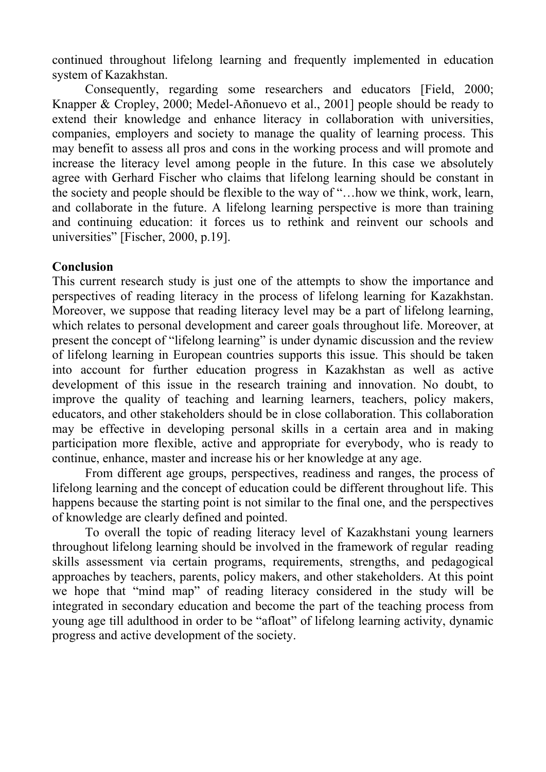continued throughout lifelong learning and frequently implemented in education system of Kazakhstan.

Consequently, regarding some researchers and educators [Field, 2000; Knapper & Cropley, 2000; Medel-Añonuevo et al., 2001] people should be ready to extend their knowledge and enhance literacy in collaboration with universities, companies, employers and society to manage the quality of learning process. This may benefit to assess all pros and cons in the working process and will promote and increase the literacy level among people in the future. In this case we absolutely agree with Gerhard Fischer who claims that lifelong learning should be constant in the society and people should be flexible to the way of "…how we think, work, learn, and collaborate in the future. A lifelong learning perspective is more than training and continuing education: it forces us to rethink and reinvent our schools and universities" [Fischer, 2000, p.19].

**Conclusion**

This current research study is just one of the attempts to show the importance and perspectives of reading literacy in the process of lifelong learning for Kazakhstan. Moreover, we suppose that reading literacy level may be a part of lifelong learning, which relates to personal development and career goals throughout life. Moreover, at present the concept of "lifelong learning" is under dynamic discussion and the review of lifelong learning in European countries supports this issue. This should be taken into account for further education progress in Kazakhstan as well as active development of this issue in the research training and innovation. No doubt, to improve the quality of teaching and learning learners, teachers, policy makers, educators, and other stakeholders should be in close collaboration. This collaboration may be effective in developing personal skills in a certain area and in making participation more flexible, active and appropriate for everybody, who is ready to continue, enhance, master and increase his or her knowledge at any age.

From different age groups, perspectives, readiness and ranges, the process of lifelong learning and the concept of education could be different throughout life. This happens because the starting point is not similar to the final one, and the perspectives of knowledge are clearly defined and pointed.

To overall the topic of reading literacy level of Kazakhstani young learners throughout lifelong learning should be involved in the framework of regular reading skills assessment via certain programs, requirements, strengths, and pedagogical approaches by teachers, parents, policy makers, and other stakeholders. At this point we hope that "mind map" of reading literacy considered in the study will be integrated in secondary education and become the part of the teaching process from young age till adulthood in order to be "afloat" of lifelong learning activity, dynamic progress and active development of the society.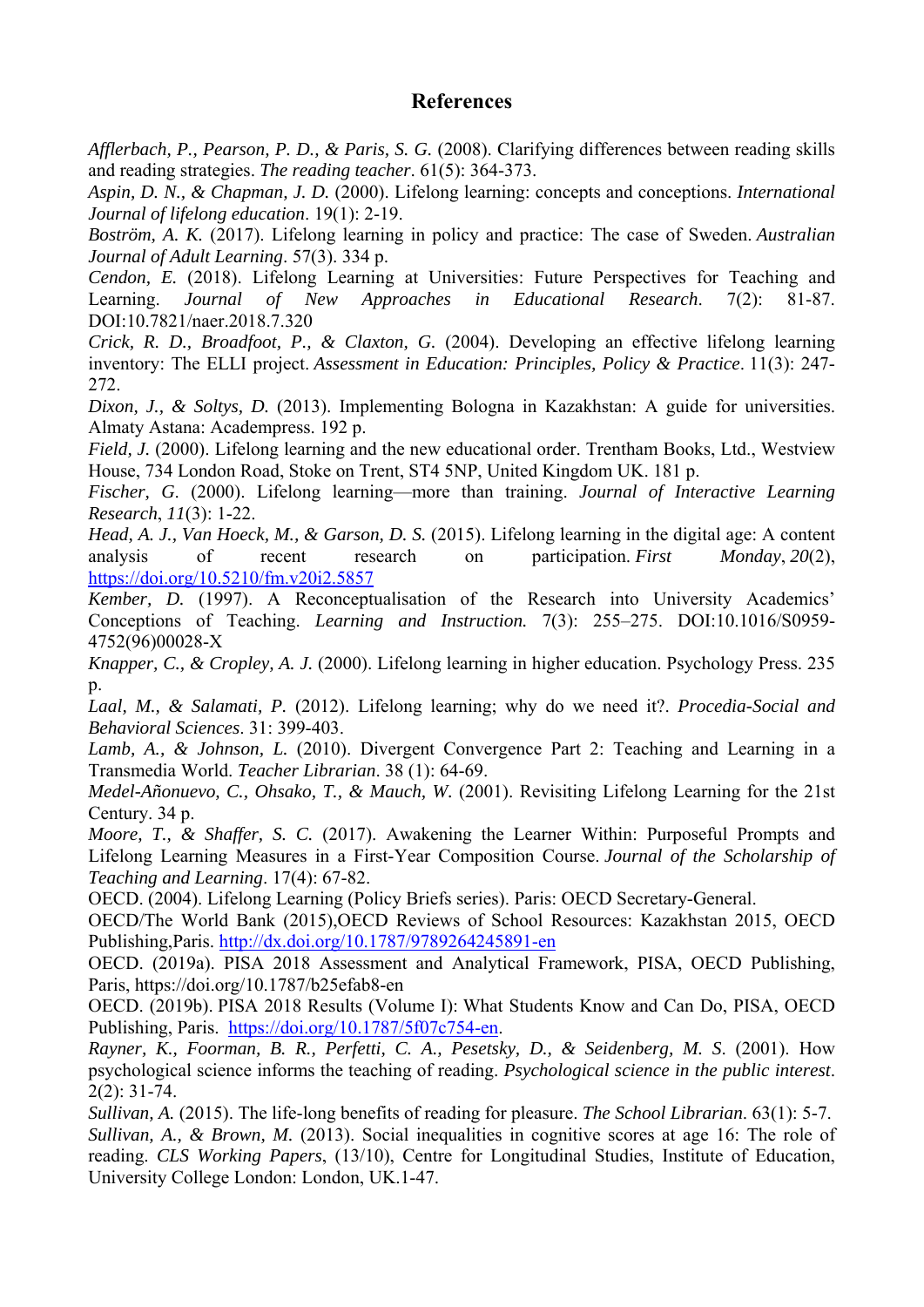## References

*Afflerbach, P., Pearson, P. D., & Paris, S. G.* (2008). Clarifying differences between reading skills and reading strategies. *The reading teacher*. 61(5): 364-373.

*Aspin, D. N., & Chapman, J. D.* (2000). Lifelong learning: concepts and conceptions. *International Journal of lifelong education*. 19(1): 2-19.

*Boström, A. K.* (2017). Lifelong learning in policy and practice: The case of Sweden. *Australian Journal of Adult Learning*. 57(3). 334 p.

*Cendon, E.* (2018). Lifelong Learning at Universities: Future Perspectives for Teaching and Learning. *Journal of New Approaches in Educational Research*. 7(2): 81-87. DOI:10.7821/naer.2018.7.320

*Crick, R. D., Broadfoot, P., & Claxton, G.* (2004). Developing an effective lifelong learning inventory: The ELLI project. *Assessment in Education: Principles, Policy & Practice*. 11(3): 247-272.

*Dixon, J., & Soltys, D.* (2013). Implementing Bologna in Kazakhstan: A guide for universities. Almaty Astana: Academpress. 192 p.

*Field, J.* (2000). Lifelong learning and the new educational order. Trentham Books, Ltd., Westview House, 734 London Road, Stoke on Trent, ST4 5NP, United Kingdom UK. 181 p.

*Fischer, G*. (2000). Lifelong learning—more than training. *Journal of Interactive Learning Research*, *11*(3): 1-22.

*Head, A. J., Van Hoeck, M., & Garson, D. S.* (2015). Lifelong learning in the digital age: A content analysis of recent research on participation. *First Monday*, *20*(2), https://doi.org/10.5210/fm.v20i2.5857

*Kember, D.* (1997). A Reconceptualisation of the Research into University Academics' Conceptions of Teaching. *Learning and Instruction.* 7(3): 255–275. DOI:10.1016/S0959-4752(96)00028-X

*Knapper, C., & Cropley, A. J.* (2000). Lifelong learning in higher education. Psychology Press. 235 p.

*Laal, M., & Salamati, P.* (2012). Lifelong learning; why do we need it?. *Procedia-Social and Behavioral Sciences*. 31: 399-403.

*Lamb, A., & Johnson, L.* (2010). Divergent Convergence Part 2: Teaching and Learning in a Transmedia World. *Teacher Librarian*. 38 (1): 64-69.

*Medel-Añonuevo, C., Ohsako, T., & Mauch, W.* (2001). Revisiting Lifelong Learning for the 21st Century. 34 p.

*Moore, T., & Shaffer, S. C.* (2017). Awakening the Learner Within: Purposeful Prompts and Lifelong Learning Measures in a First-Year Composition Course. *Journal of the Scholarship of Teaching and Learning*. 17(4): 67-82.

OECD. (2004). Lifelong Learning (Policy Briefs series). Paris: OECD Secretary-General.

OECD/The World Bank (2015),OECD Reviews of School Resources: Kazakhstan 2015, OECD Publishing,Paris. http://dx.doi.org/10.1787/9789264245891-en

OECD. (2019a). PISA 2018 Assessment and Analytical Framework, PISA, OECD Publishing, Paris, https://doi.org/10.1787/b25efab8-en

OECD. (2019b). PISA 2018 Results (Volume I): What Students Know and Can Do, PISA, OECD Publishing, Paris. https://doi.org/10.1787/5f07c754-en.

*Rayner, K., Foorman, B. R., Perfetti, C. A., Pesetsky, D., & Seidenberg, M. S.* (2001). How psychological science informs the teaching of reading. *Psychological science in the public interest*. 2(2): 31-74.

*Sullivan, A.* (2015). The life-long benefits of reading for pleasure. *The School Librarian*. 63(1): 5-7.

*Sullivan, A., & Brown, M.* (2013). Social inequalities in cognitive scores at age 16: The role of reading. *CLS Working Papers*, (13/10), Centre for Longitudinal Studies, Institute of Education, University College London: London, UK.1-47.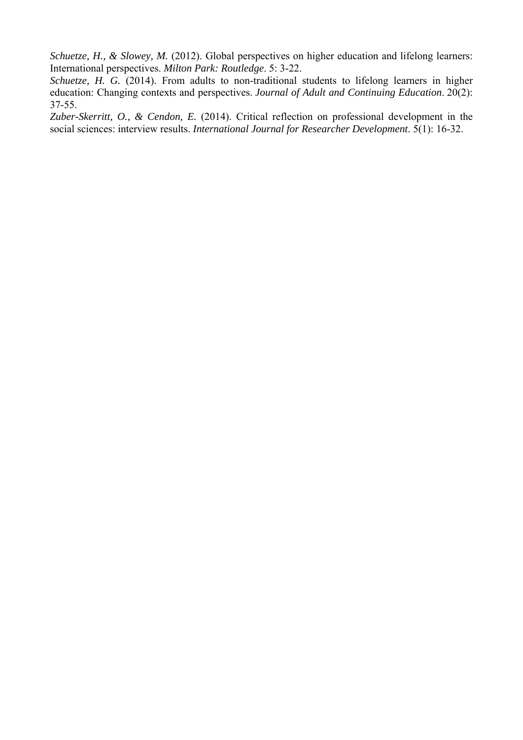*Schuetze, H., & Slowey, M.* (2012). Global perspectives on higher education and lifelong learners: International perspectives. *Milton Park: Routledge*. 5: 3-22.

*Schuetze, H. G.* (2014). From adults to non-traditional students to lifelong learners in higher education: Changing contexts and perspectives. *Journal of Adult and Continuing Education*. 20(2): 37-55.

*Zuber-Skerritt, O., & Cendon, E.* (2014). Critical reflection on professional development in the social sciences: interview results. *International Journal for Researcher Development*. 5(1): 16-32.